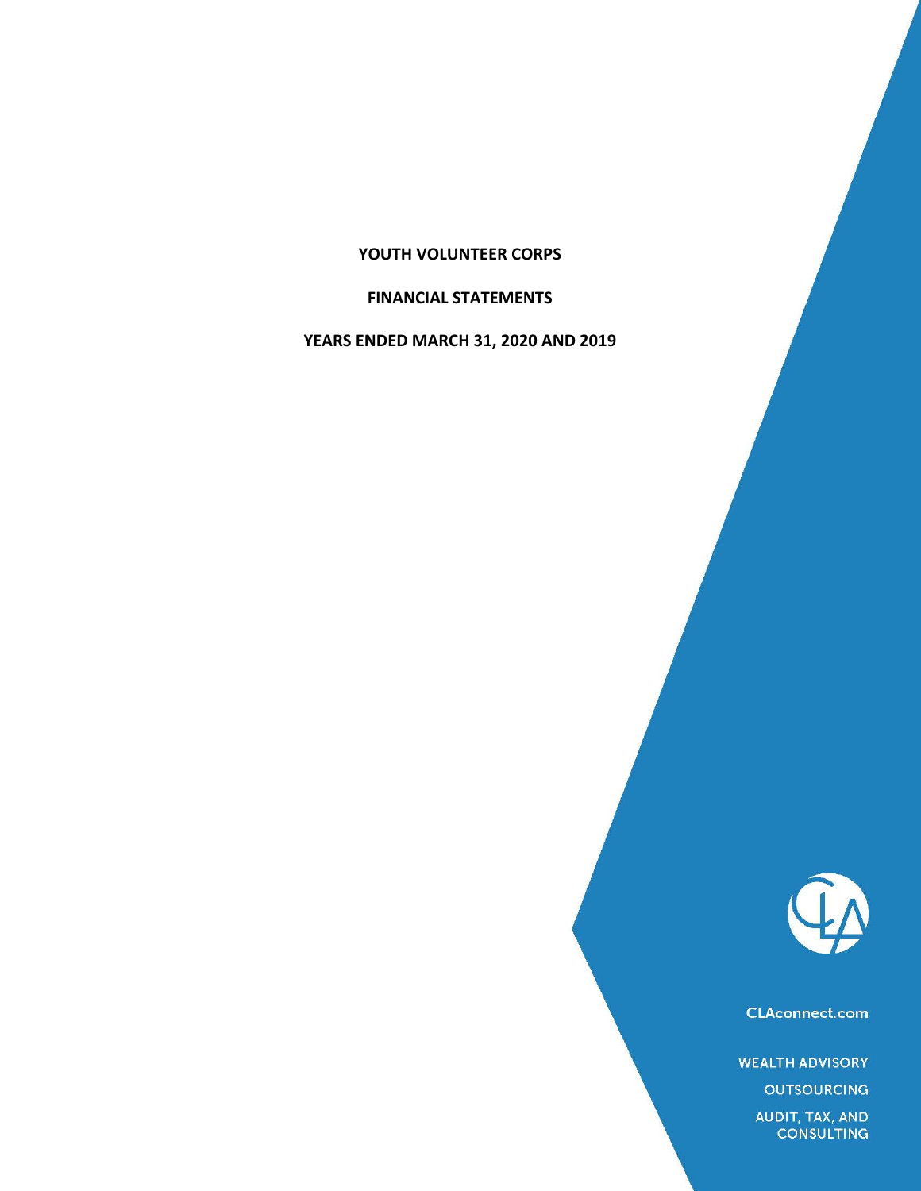# YOUTH VOLUNTEER CORPS

## FINANCIAL STATEMENTS

## YEARS ENDED MARCH 31, 2020 AND 2019

CLAconnect.com

WEALTH ADVISORY

OUTSOURCING

AUDIT, TAX, AND CONSULTING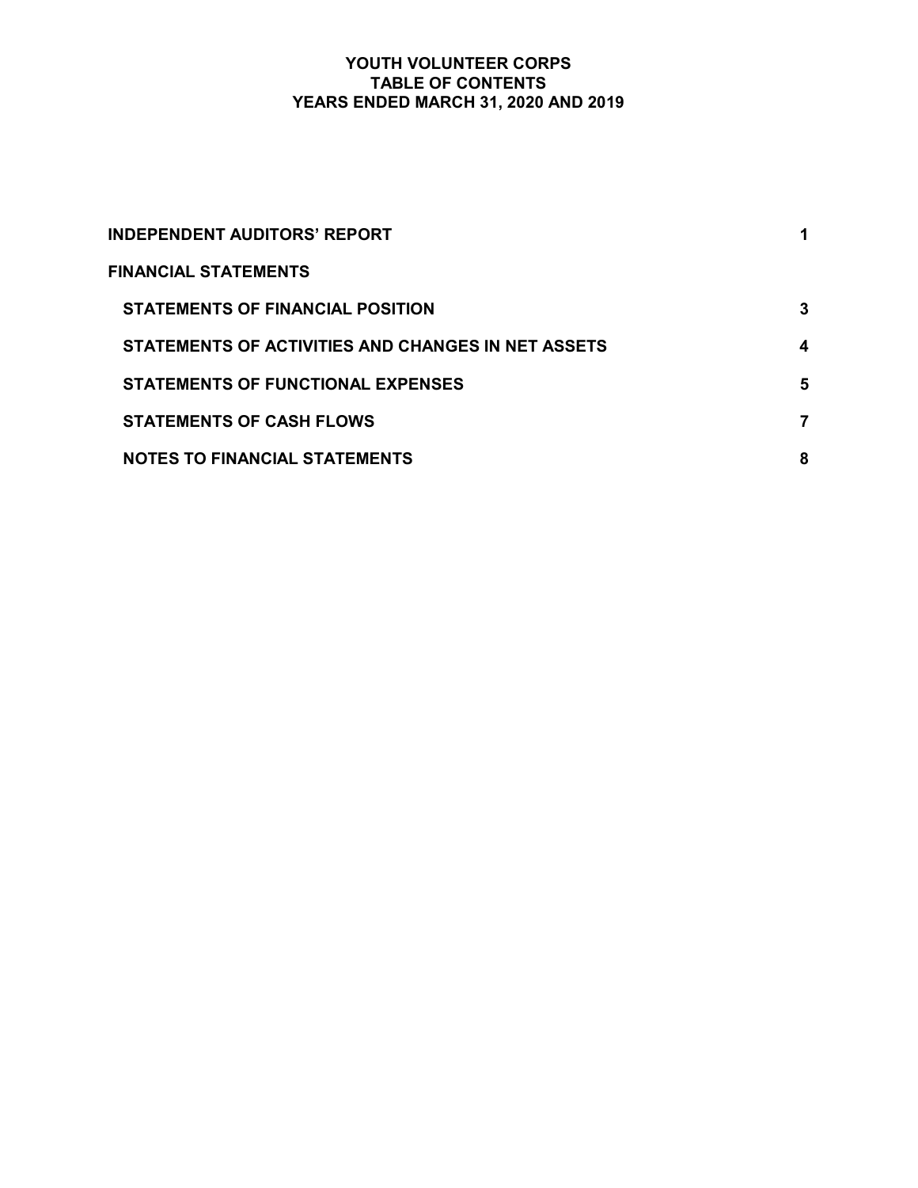# YOUTH VOLUNTEER CORPS
## TABLE OF CONTENTS
## YEARS ENDED MARCH 31, 2020 AND 2019

| | |
|---|---|
| **INDEPENDENT AUDITORS' REPORT** | **1** |
| **FINANCIAL STATEMENTS** | |
| **STATEMENTS OF FINANCIAL POSITION** | **3** |
| **STATEMENTS OF ACTIVITIES AND CHANGES IN NET ASSETS** | **4** |
| **STATEMENTS OF FUNCTIONAL EXPENSES** | **5** |
| **STATEMENTS OF CASH FLOWS** | **7** |
| **NOTES TO FINANCIAL STATEMENTS** | **8** |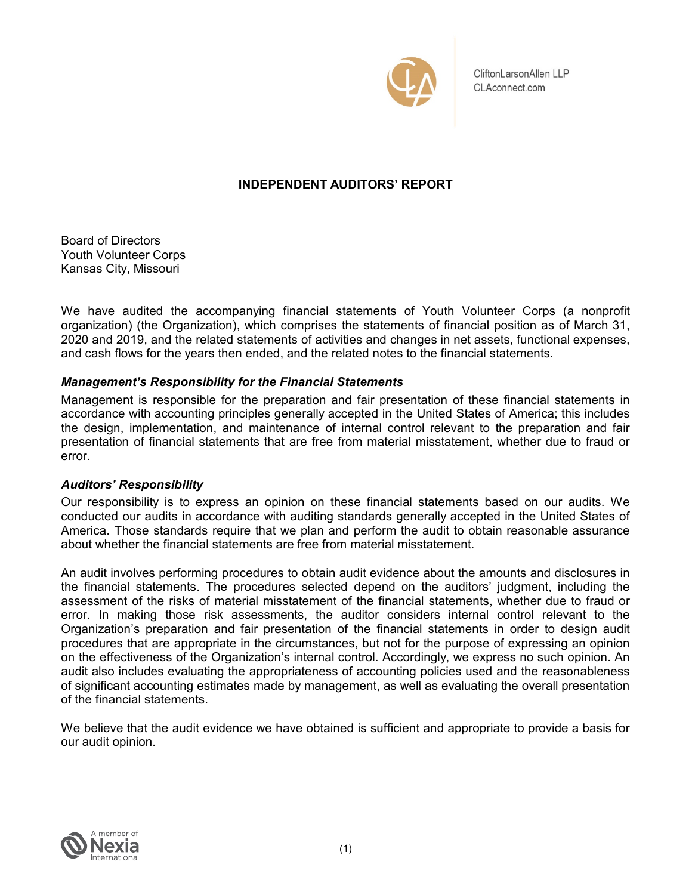CliftonLarsonAllen LLP
CLAconnect.com

# INDEPENDENT AUDITORS' REPORT

Board of Directors
Youth Volunteer Corps
Kansas City, Missouri

We have audited the accompanying financial statements of Youth Volunteer Corps (a nonprofit organization) (the Organization), which comprises the statements of financial position as of March 31, 2020 and 2019, and the related statements of activities and changes in net assets, functional expenses, and cash flows for the years then ended, and the related notes to the financial statements.

### *Management's Responsibility for the Financial Statements*

Management is responsible for the preparation and fair presentation of these financial statements in accordance with accounting principles generally accepted in the United States of America; this includes the design, implementation, and maintenance of internal control relevant to the preparation and fair presentation of financial statements that are free from material misstatement, whether due to fraud or error.

### *Auditors' Responsibility*

Our responsibility is to express an opinion on these financial statements based on our audits. We conducted our audits in accordance with auditing standards generally accepted in the United States of America. Those standards require that we plan and perform the audit to obtain reasonable assurance about whether the financial statements are free from material misstatement.

An audit involves performing procedures to obtain audit evidence about the amounts and disclosures in the financial statements. The procedures selected depend on the auditors' judgment, including the assessment of the risks of material misstatement of the financial statements, whether due to fraud or error. In making those risk assessments, the auditor considers internal control relevant to the Organization's preparation and fair presentation of the financial statements in order to design audit procedures that are appropriate in the circumstances, but not for the purpose of expressing an opinion on the effectiveness of the Organization's internal control. Accordingly, we express no such opinion. An audit also includes evaluating the appropriateness of accounting policies used and the reasonableness of significant accounting estimates made by management, as well as evaluating the overall presentation of the financial statements.

We believe that the audit evidence we have obtained is sufficient and appropriate to provide a basis for our audit opinion.

A member of Nexia International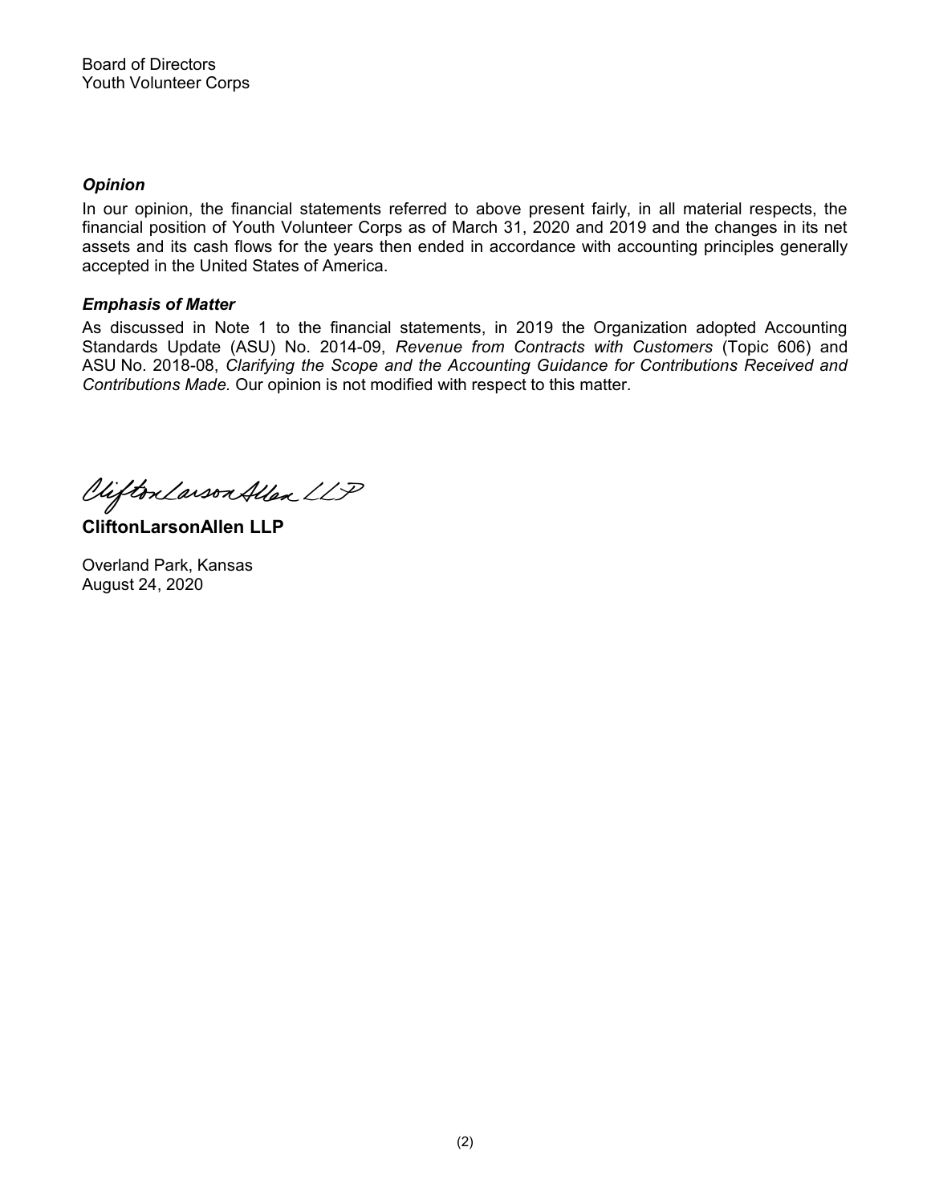Board of Directors
Youth Volunteer Corps

### *Opinion*

In our opinion, the financial statements referred to above present fairly, in all material respects, the financial position of Youth Volunteer Corps as of March 31, 2020 and 2019 and the changes in its net assets and its cash flows for the years then ended in accordance with accounting principles generally accepted in the United States of America.

### *Emphasis of Matter*

As discussed in Note 1 to the financial statements, in 2019 the Organization adopted Accounting Standards Update (ASU) No. 2014-09, *Revenue from Contracts with Customers* (Topic 606) and ASU No. 2018-08, *Clarifying the Scope and the Accounting Guidance for Contributions Received and Contributions Made.* Our opinion is not modified with respect to this matter.

CliftonLarsonAllen LLP

**CliftonLarsonAllen LLP**

Overland Park, Kansas
August 24, 2020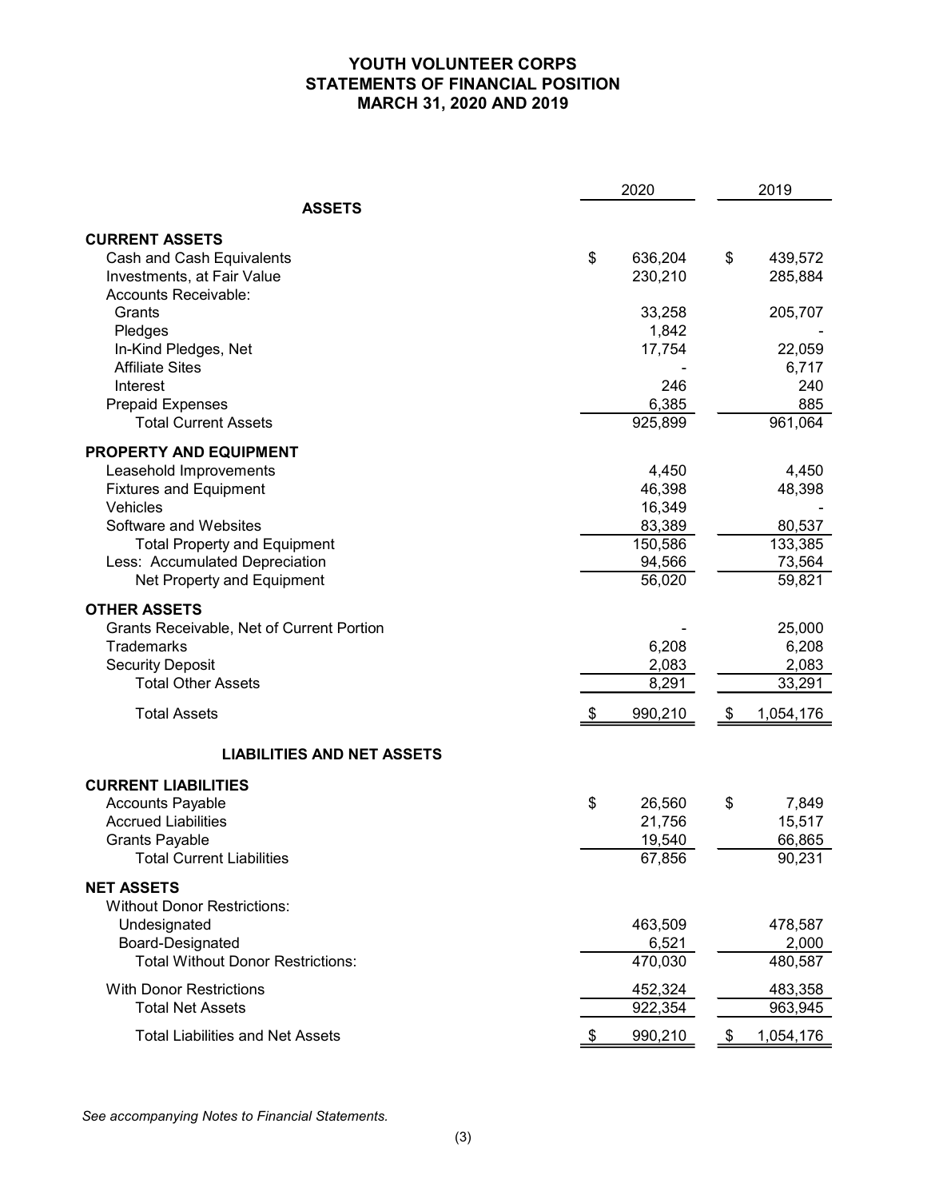# YOUTH VOLUNTEER CORPS
## STATEMENTS OF FINANCIAL POSITION
### MARCH 31, 2020 AND 2019

| | 2020 | 2019 |
|---|---|---|
| **ASSETS** | | |
| **CURRENT ASSETS** | | |
| Cash and Cash Equivalents | $ 636,204 | $ 439,572 |
| Investments, at Fair Value | 230,210 | 285,884 |
| Accounts Receivable: | | |
| Grants | 33,258 | 205,707 |
| Pledges | 1,842 | - |
| In-Kind Pledges, Net | 17,754 | 22,059 |
| Affiliate Sites | - | 6,717 |
| Interest | 246 | 240 |
| Prepaid Expenses | 6,385 | 885 |
| Total Current Assets | 925,899 | 961,064 |
| **PROPERTY AND EQUIPMENT** | | |
| Leasehold Improvements | 4,450 | 4,450 |
| Fixtures and Equipment | 46,398 | 48,398 |
| Vehicles | 16,349 | - |
| Software and Websites | 83,389 | 80,537 |
| Total Property and Equipment | 150,586 | 133,385 |
| Less: Accumulated Depreciation | 94,566 | 73,564 |
| Net Property and Equipment | 56,020 | 59,821 |
| **OTHER ASSETS** | | |
| Grants Receivable, Net of Current Portion | - | 25,000 |
| Trademarks | 6,208 | 6,208 |
| Security Deposit | 2,083 | 2,083 |
| Total Other Assets | 8,291 | 33,291 |
| Total Assets | $ 990,210 | $ 1,054,176 |
| **LIABILITIES AND NET ASSETS** | | |
| **CURRENT LIABILITIES** | | |
| Accounts Payable | $ 26,560 | $ 7,849 |
| Accrued Liabilities | 21,756 | 15,517 |
| Grants Payable | 19,540 | 66,865 |
| Total Current Liabilities | 67,856 | 90,231 |
| **NET ASSETS** | | |
| Without Donor Restrictions: | | |
| Undesignated | 463,509 | 478,587 |
| Board-Designated | 6,521 | 2,000 |
| Total Without Donor Restrictions: | 470,030 | 480,587 |
| With Donor Restrictions | 452,324 | 483,358 |
| Total Net Assets | 922,354 | 963,945 |
| Total Liabilities and Net Assets | $ 990,210 | $ 1,054,176 |

*See accompanying Notes to Financial Statements.*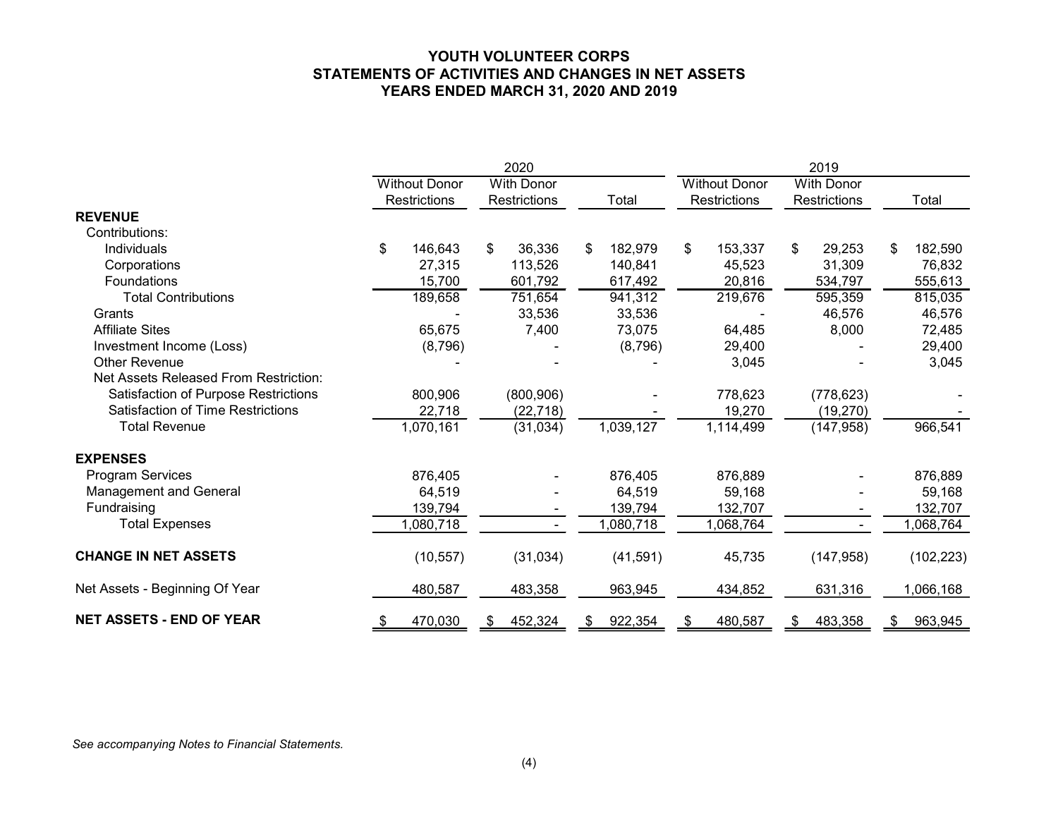# YOUTH VOLUNTEER CORPS
## STATEMENTS OF ACTIVITIES AND CHANGES IN NET ASSETS
### YEARS ENDED MARCH 31, 2020 AND 2019

| | 2020 | | | 2019 | | |
|---|---|---|---|---|---|---|
| | Without Donor Restrictions | With Donor Restrictions | Total | Without Donor Restrictions | With Donor Restrictions | Total |
| **REVENUE** | | | | | | |
| Contributions: | | | | | | |
| Individuals | $ 146,643 | $ 36,336 | $ 182,979 | $ 153,337 | $ 29,253 | $ 182,590 |
| Corporations | 27,315 | 113,526 | 140,841 | 45,523 | 31,309 | 76,832 |
| Foundations | 15,700 | 601,792 | 617,492 | 20,816 | 534,797 | 555,613 |
| Total Contributions | 189,658 | 751,654 | 941,312 | 219,676 | 595,359 | 815,035 |
| Grants | - | 33,536 | 33,536 | - | 46,576 | 46,576 |
| Affiliate Sites | 65,675 | 7,400 | 73,075 | 64,485 | 8,000 | 72,485 |
| Investment Income (Loss) | (8,796) | - | (8,796) | 29,400 | - | 29,400 |
| Other Revenue | - | - | - | 3,045 | - | 3,045 |
| Net Assets Released From Restriction: | | | | | | |
| Satisfaction of Purpose Restrictions | 800,906 | (800,906) | - | 778,623 | (778,623) | - |
| Satisfaction of Time Restrictions | 22,718 | (22,718) | - | 19,270 | (19,270) | - |
| Total Revenue | 1,070,161 | (31,034) | 1,039,127 | 1,114,499 | (147,958) | 966,541 |
| **EXPENSES** | | | | | | |
| Program Services | 876,405 | - | 876,405 | 876,889 | - | 876,889 |
| Management and General | 64,519 | - | 64,519 | 59,168 | - | 59,168 |
| Fundraising | 139,794 | - | 139,794 | 132,707 | - | 132,707 |
| Total Expenses | 1,080,718 | - | 1,080,718 | 1,068,764 | - | 1,068,764 |
| **CHANGE IN NET ASSETS** | (10,557) | (31,034) | (41,591) | 45,735 | (147,958) | (102,223) |
| Net Assets - Beginning Of Year | 480,587 | 483,358 | 963,945 | 434,852 | 631,316 | 1,066,168 |
| **NET ASSETS - END OF YEAR** | $ 470,030 | $ 452,324 | $ 922,354 | $ 480,587 | $ 483,358 | $ 963,945 |

*See accompanying Notes to Financial Statements.*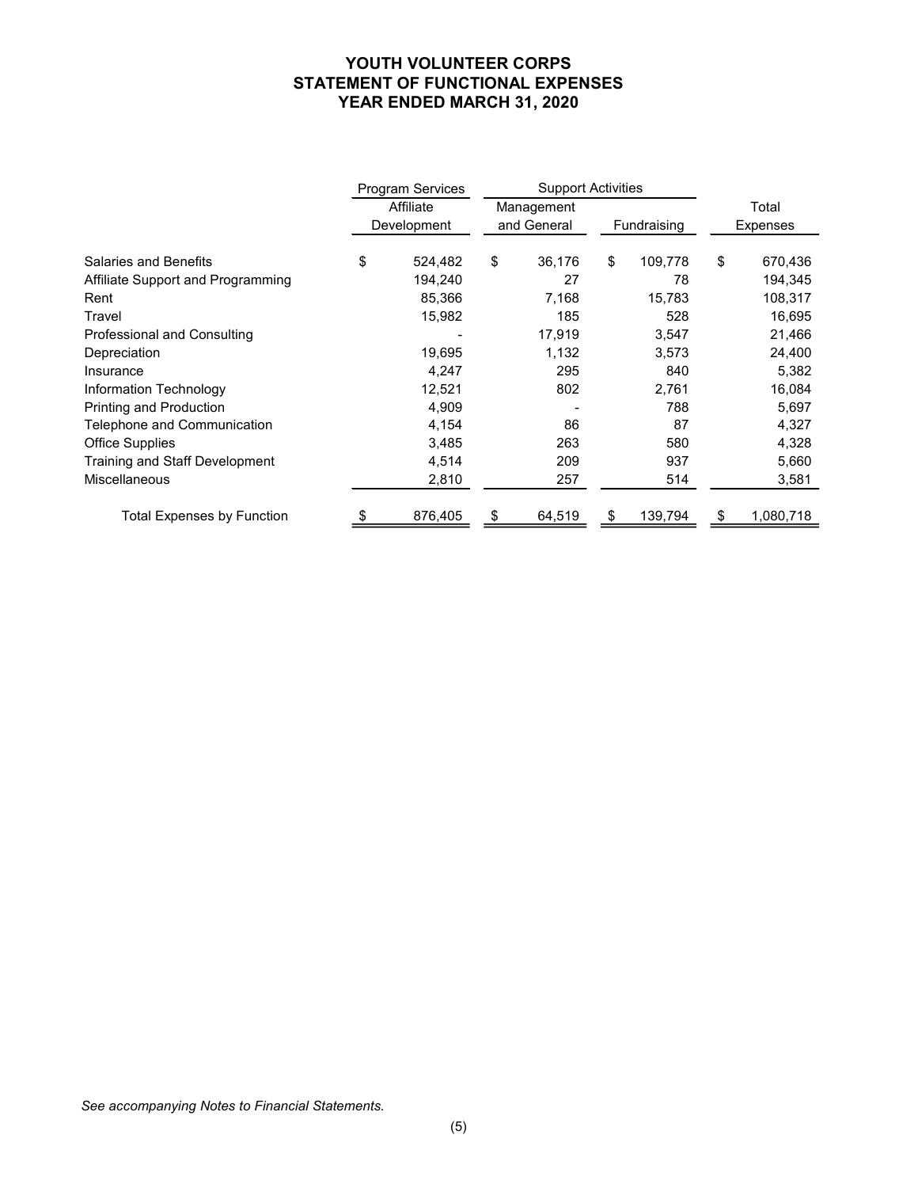# YOUTH VOLUNTEER CORPS
# STATEMENT OF FUNCTIONAL EXPENSES
# YEAR ENDED MARCH 31, 2020

| | Program Services | Support Activities | | |
|---|---|---|---|---|
| | Affiliate Development | Management and General | Fundraising | Total Expenses |
| Salaries and Benefits | $ 524,482 | $ 36,176 | $ 109,778 | $ 670,436 |
| Affiliate Support and Programming | 194,240 | 27 | 78 | 194,345 |
| Rent | 85,366 | 7,168 | 15,783 | 108,317 |
| Travel | 15,982 | 185 | 528 | 16,695 |
| Professional and Consulting | - | 17,919 | 3,547 | 21,466 |
| Depreciation | 19,695 | 1,132 | 3,573 | 24,400 |
| Insurance | 4,247 | 295 | 840 | 5,382 |
| Information Technology | 12,521 | 802 | 2,761 | 16,084 |
| Printing and Production | 4,909 | - | 788 | 5,697 |
| Telephone and Communication | 4,154 | 86 | 87 | 4,327 |
| Office Supplies | 3,485 | 263 | 580 | 4,328 |
| Training and Staff Development | 4,514 | 209 | 937 | 5,660 |
| Miscellaneous | 2,810 | 257 | 514 | 3,581 |
| Total Expenses by Function | $ 876,405 | $ 64,519 | $ 139,794 | $ 1,080,718 |

*See accompanying Notes to Financial Statements.*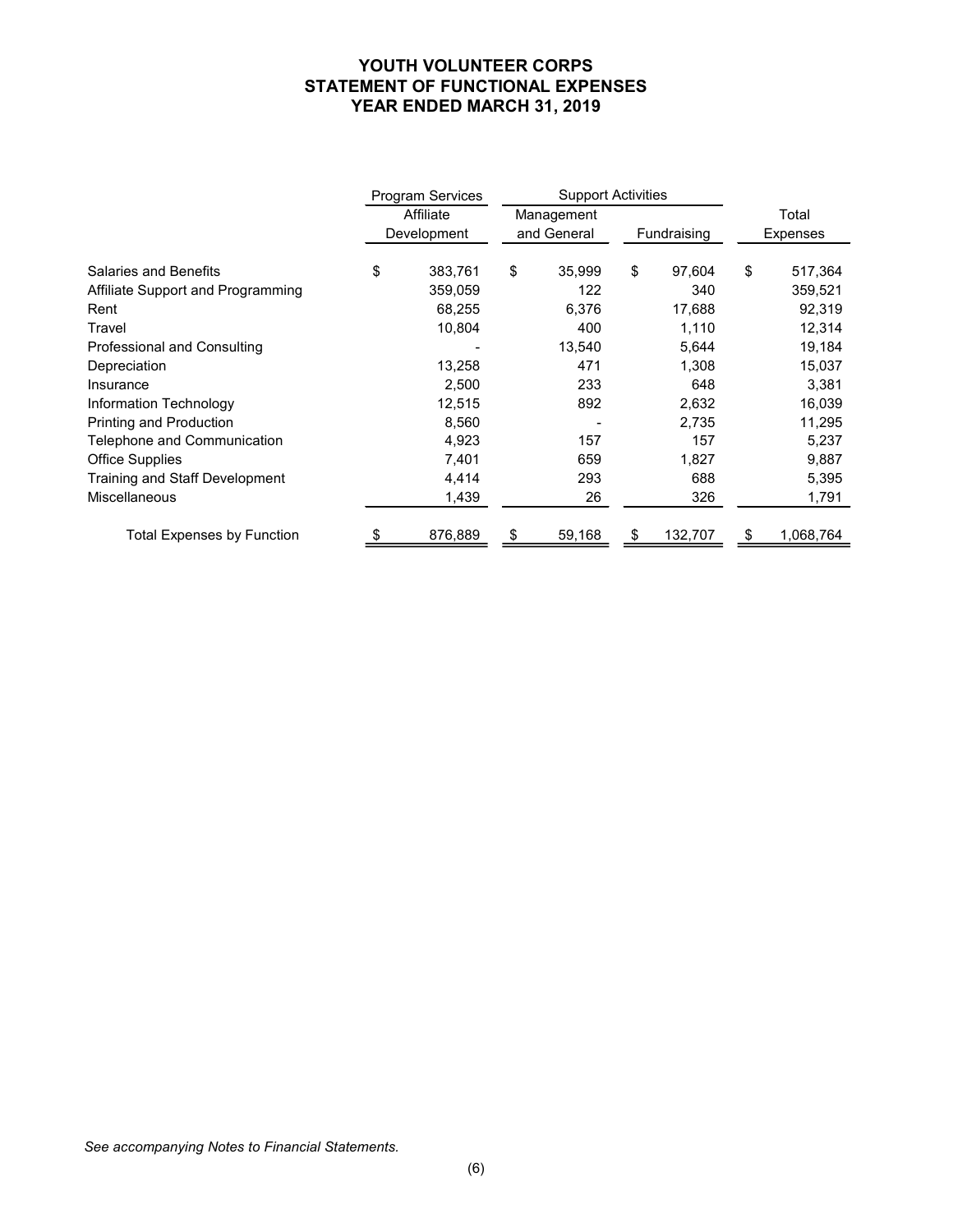# YOUTH VOLUNTEER CORPS
# STATEMENT OF FUNCTIONAL EXPENSES
# YEAR ENDED MARCH 31, 2019

| | Program Services | Support Activities | | |
|---|---|---|---|---|
| | Affiliate Development | Management and General | Fundraising | Total Expenses |
| Salaries and Benefits | $ 383,761 | $ 35,999 | $ 97,604 | $ 517,364 |
| Affiliate Support and Programming | 359,059 | 122 | 340 | 359,521 |
| Rent | 68,255 | 6,376 | 17,688 | 92,319 |
| Travel | 10,804 | 400 | 1,110 | 12,314 |
| Professional and Consulting | - | 13,540 | 5,644 | 19,184 |
| Depreciation | 13,258 | 471 | 1,308 | 15,037 |
| Insurance | 2,500 | 233 | 648 | 3,381 |
| Information Technology | 12,515 | 892 | 2,632 | 16,039 |
| Printing and Production | 8,560 | - | 2,735 | 11,295 |
| Telephone and Communication | 4,923 | 157 | 157 | 5,237 |
| Office Supplies | 7,401 | 659 | 1,827 | 9,887 |
| Training and Staff Development | 4,414 | 293 | 688 | 5,395 |
| Miscellaneous | 1,439 | 26 | 326 | 1,791 |
| Total Expenses by Function | $ 876,889 | $ 59,168 | $ 132,707 | $ 1,068,764 |

*See accompanying Notes to Financial Statements.*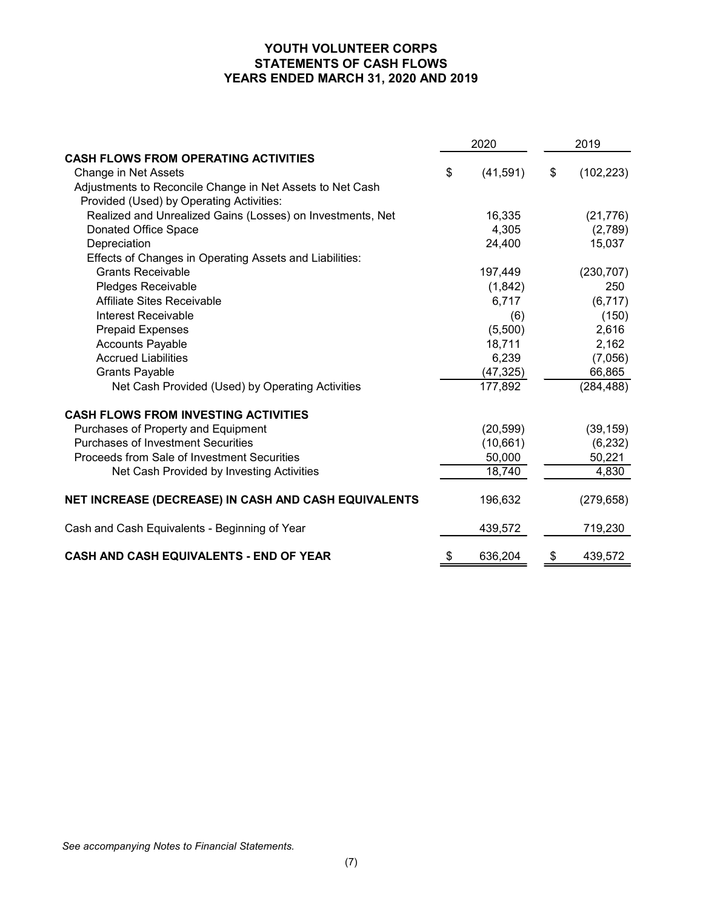# YOUTH VOLUNTEER CORPS
## STATEMENTS OF CASH FLOWS
## YEARS ENDED MARCH 31, 2020 AND 2019

| | 2020 | 2019 |
|---|---|---|
| **CASH FLOWS FROM OPERATING ACTIVITIES** | | |
| Change in Net Assets | $ (41,591) | $ (102,223) |
| Adjustments to Reconcile Change in Net Assets to Net Cash Provided (Used) by Operating Activities: | | |
| Realized and Unrealized Gains (Losses) on Investments, Net | 16,335 | (21,776) |
| Donated Office Space | 4,305 | (2,789) |
| Depreciation | 24,400 | 15,037 |
| Effects of Changes in Operating Assets and Liabilities: | | |
| Grants Receivable | 197,449 | (230,707) |
| Pledges Receivable | (1,842) | 250 |
| Affiliate Sites Receivable | 6,717 | (6,717) |
| Interest Receivable | (6) | (150) |
| Prepaid Expenses | (5,500) | 2,616 |
| Accounts Payable | 18,711 | 2,162 |
| Accrued Liabilities | 6,239 | (7,056) |
| Grants Payable | (47,325) | 66,865 |
| Net Cash Provided (Used) by Operating Activities | 177,892 | (284,488) |
| **CASH FLOWS FROM INVESTING ACTIVITIES** | | |
| Purchases of Property and Equipment | (20,599) | (39,159) |
| Purchases of Investment Securities | (10,661) | (6,232) |
| Proceeds from Sale of Investment Securities | 50,000 | 50,221 |
| Net Cash Provided by Investing Activities | 18,740 | 4,830 |
| **NET INCREASE (DECREASE) IN CASH AND CASH EQUIVALENTS** | 196,632 | (279,658) |
| Cash and Cash Equivalents - Beginning of Year | 439,572 | 719,230 |
| **CASH AND CASH EQUIVALENTS - END OF YEAR** | $ 636,204 | $ 439,572 |

*See accompanying Notes to Financial Statements.*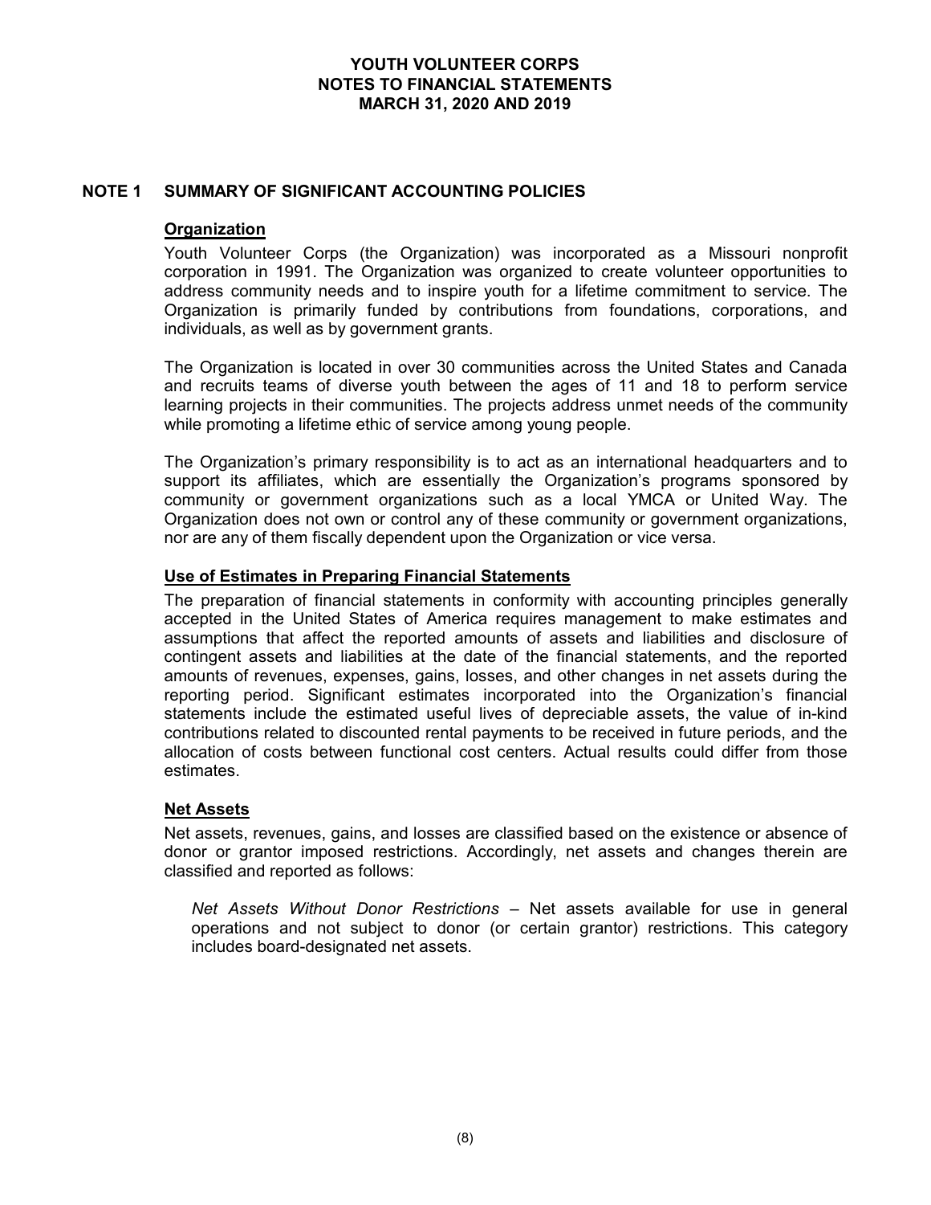## NOTE 1 SUMMARY OF SIGNIFICANT ACCOUNTING POLICIES

### Organization

Youth Volunteer Corps (the Organization) was incorporated as a Missouri nonprofit corporation in 1991. The Organization was organized to create volunteer opportunities to address community needs and to inspire youth for a lifetime commitment to service. The Organization is primarily funded by contributions from foundations, corporations, and individuals, as well as by government grants.

The Organization is located in over 30 communities across the United States and Canada and recruits teams of diverse youth between the ages of 11 and 18 to perform service learning projects in their communities. The projects address unmet needs of the community while promoting a lifetime ethic of service among young people.

The Organization's primary responsibility is to act as an international headquarters and to support its affiliates, which are essentially the Organization's programs sponsored by community or government organizations such as a local YMCA or United Way. The Organization does not own or control any of these community or government organizations, nor are any of them fiscally dependent upon the Organization or vice versa.

### Use of Estimates in Preparing Financial Statements

The preparation of financial statements in conformity with accounting principles generally accepted in the United States of America requires management to make estimates and assumptions that affect the reported amounts of assets and liabilities and disclosure of contingent assets and liabilities at the date of the financial statements, and the reported amounts of revenues, expenses, gains, losses, and other changes in net assets during the reporting period. Significant estimates incorporated into the Organization's financial statements include the estimated useful lives of depreciable assets, the value of in-kind contributions related to discounted rental payments to be received in future periods, and the allocation of costs between functional cost centers. Actual results could differ from those estimates.

### Net Assets

Net assets, revenues, gains, and losses are classified based on the existence or absence of donor or grantor imposed restrictions. Accordingly, net assets and changes therein are classified and reported as follows:

*Net Assets Without Donor Restrictions* – Net assets available for use in general operations and not subject to donor (or certain grantor) restrictions. This category includes board-designated net assets.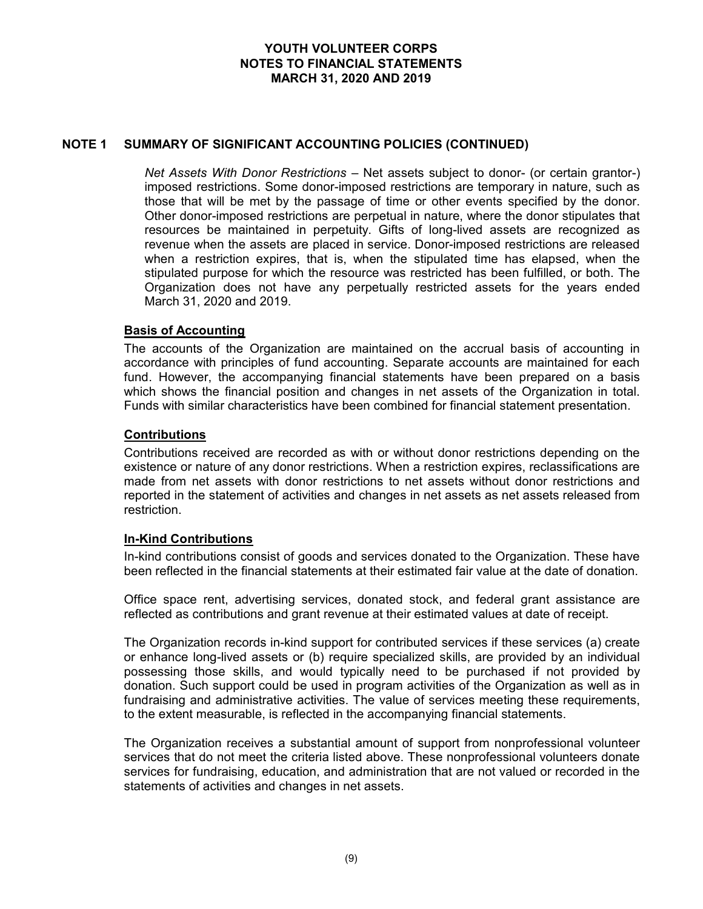## NOTE 1 SUMMARY OF SIGNIFICANT ACCOUNTING POLICIES (CONTINUED)

*Net Assets With Donor Restrictions* – Net assets subject to donor- (or certain grantor-) imposed restrictions. Some donor-imposed restrictions are temporary in nature, such as those that will be met by the passage of time or other events specified by the donor. Other donor-imposed restrictions are perpetual in nature, where the donor stipulates that resources be maintained in perpetuity. Gifts of long-lived assets are recognized as revenue when the assets are placed in service. Donor-imposed restrictions are released when a restriction expires, that is, when the stipulated time has elapsed, when the stipulated purpose for which the resource was restricted has been fulfilled, or both. The Organization does not have any perpetually restricted assets for the years ended March 31, 2020 and 2019.

### Basis of Accounting

The accounts of the Organization are maintained on the accrual basis of accounting in accordance with principles of fund accounting. Separate accounts are maintained for each fund. However, the accompanying financial statements have been prepared on a basis which shows the financial position and changes in net assets of the Organization in total. Funds with similar characteristics have been combined for financial statement presentation.

### Contributions

Contributions received are recorded as with or without donor restrictions depending on the existence or nature of any donor restrictions. When a restriction expires, reclassifications are made from net assets with donor restrictions to net assets without donor restrictions and reported in the statement of activities and changes in net assets as net assets released from restriction.

### In-Kind Contributions

In-kind contributions consist of goods and services donated to the Organization. These have been reflected in the financial statements at their estimated fair value at the date of donation.

Office space rent, advertising services, donated stock, and federal grant assistance are reflected as contributions and grant revenue at their estimated values at date of receipt.

The Organization records in-kind support for contributed services if these services (a) create or enhance long-lived assets or (b) require specialized skills, are provided by an individual possessing those skills, and would typically need to be purchased if not provided by donation. Such support could be used in program activities of the Organization as well as in fundraising and administrative activities. The value of services meeting these requirements, to the extent measurable, is reflected in the accompanying financial statements.

The Organization receives a substantial amount of support from nonprofessional volunteer services that do not meet the criteria listed above. These nonprofessional volunteers donate services for fundraising, education, and administration that are not valued or recorded in the statements of activities and changes in net assets.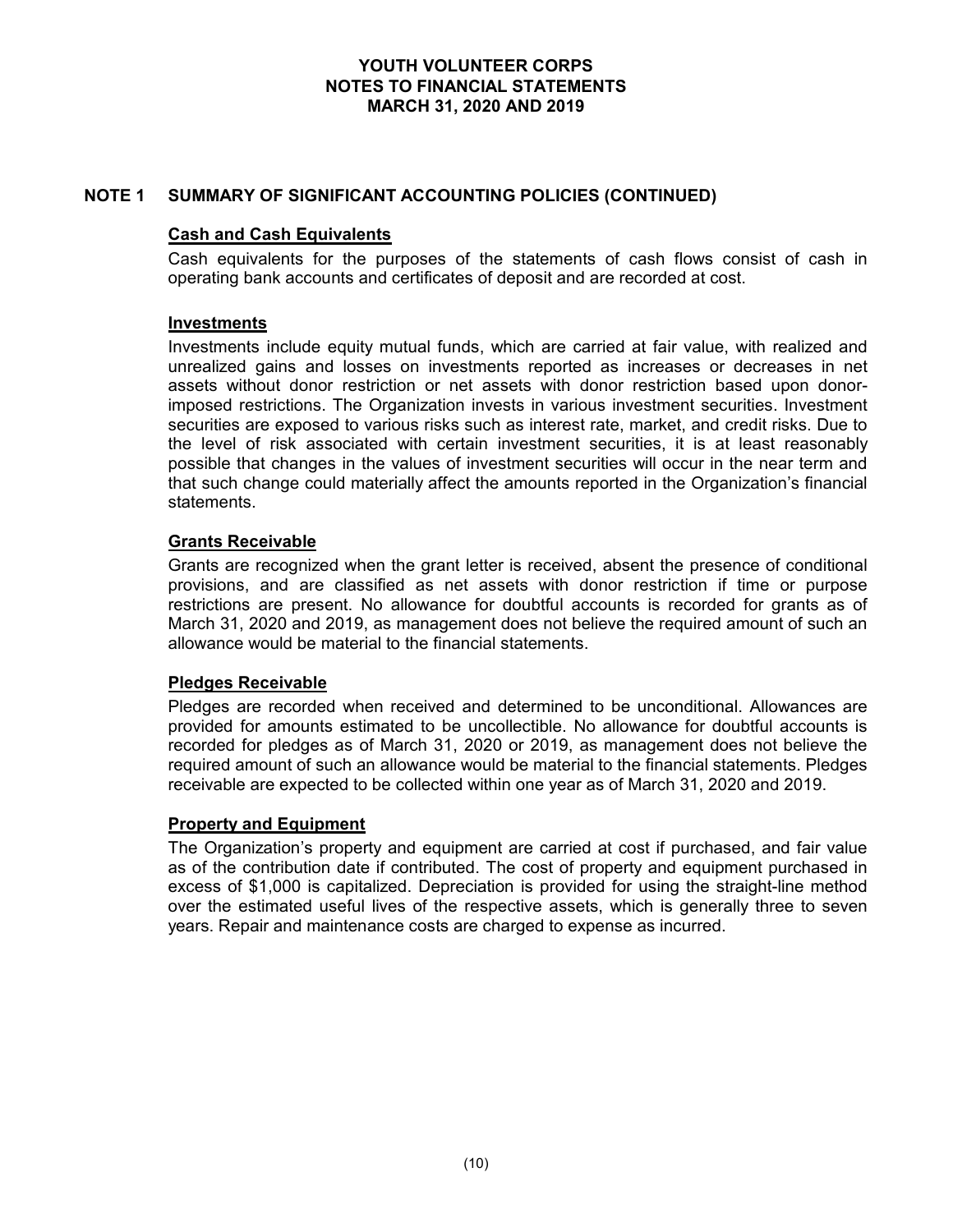**YOUTH VOLUNTEER CORPS**
**NOTES TO FINANCIAL STATEMENTS**
**MARCH 31, 2020 AND 2019**

## NOTE 1 SUMMARY OF SIGNIFICANT ACCOUNTING POLICIES (CONTINUED)

### Cash and Cash Equivalents

Cash equivalents for the purposes of the statements of cash flows consist of cash in operating bank accounts and certificates of deposit and are recorded at cost.

### Investments

Investments include equity mutual funds, which are carried at fair value, with realized and unrealized gains and losses on investments reported as increases or decreases in net assets without donor restriction or net assets with donor restriction based upon donor-imposed restrictions. The Organization invests in various investment securities. Investment securities are exposed to various risks such as interest rate, market, and credit risks. Due to the level of risk associated with certain investment securities, it is at least reasonably possible that changes in the values of investment securities will occur in the near term and that such change could materially affect the amounts reported in the Organization's financial statements.

### Grants Receivable

Grants are recognized when the grant letter is received, absent the presence of conditional provisions, and are classified as net assets with donor restriction if time or purpose restrictions are present. No allowance for doubtful accounts is recorded for grants as of March 31, 2020 and 2019, as management does not believe the required amount of such an allowance would be material to the financial statements.

### Pledges Receivable

Pledges are recorded when received and determined to be unconditional. Allowances are provided for amounts estimated to be uncollectible. No allowance for doubtful accounts is recorded for pledges as of March 31, 2020 or 2019, as management does not believe the required amount of such an allowance would be material to the financial statements. Pledges receivable are expected to be collected within one year as of March 31, 2020 and 2019.

### Property and Equipment

The Organization's property and equipment are carried at cost if purchased, and fair value as of the contribution date if contributed. The cost of property and equipment purchased in excess of $1,000 is capitalized. Depreciation is provided for using the straight-line method over the estimated useful lives of the respective assets, which is generally three to seven years. Repair and maintenance costs are charged to expense as incurred.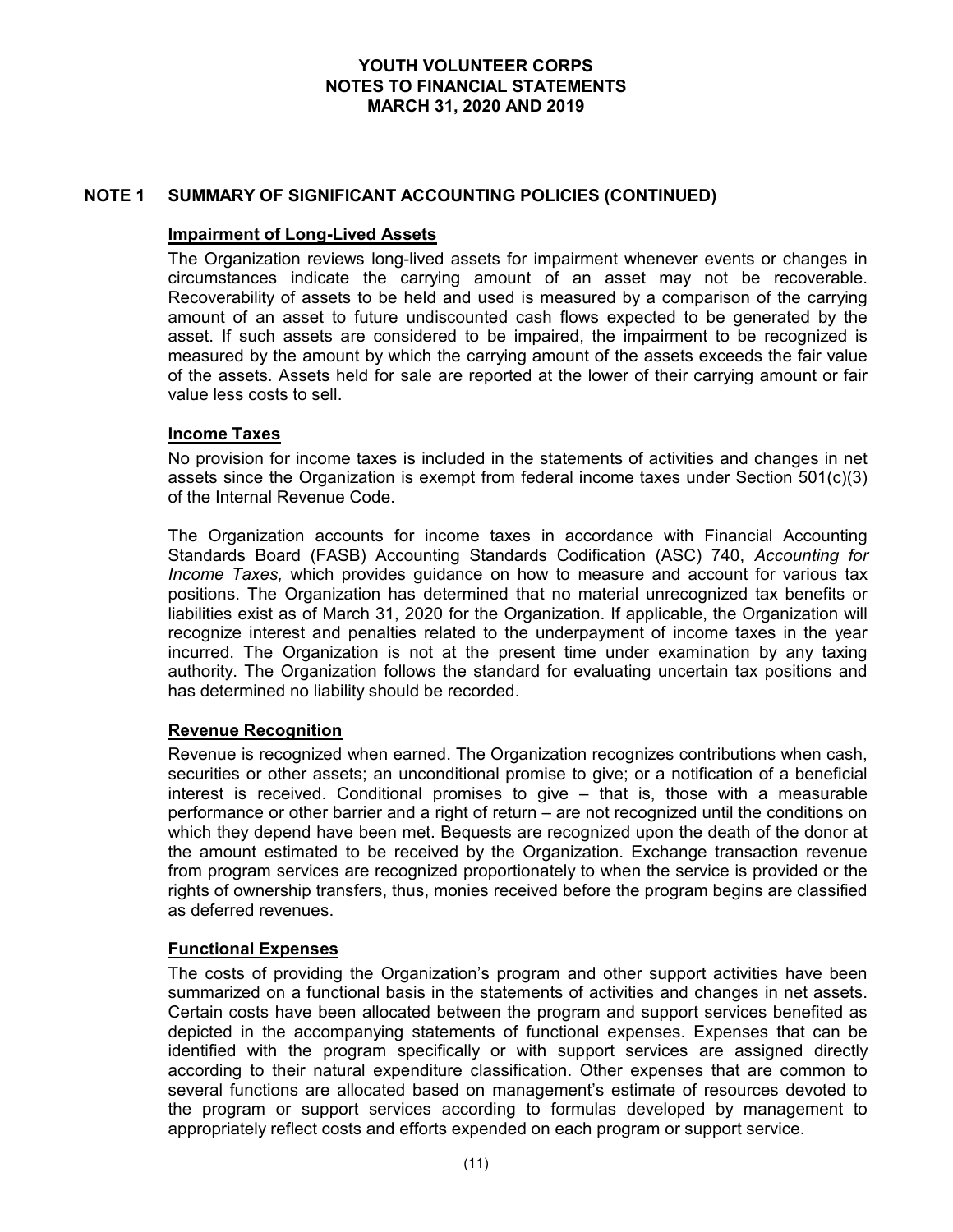# YOUTH VOLUNTEER CORPS
## NOTES TO FINANCIAL STATEMENTS
## MARCH 31, 2020 AND 2019

## NOTE 1 SUMMARY OF SIGNIFICANT ACCOUNTING POLICIES (CONTINUED)

### Impairment of Long-Lived Assets

The Organization reviews long-lived assets for impairment whenever events or changes in circumstances indicate the carrying amount of an asset may not be recoverable. Recoverability of assets to be held and used is measured by a comparison of the carrying amount of an asset to future undiscounted cash flows expected to be generated by the asset. If such assets are considered to be impaired, the impairment to be recognized is measured by the amount by which the carrying amount of the assets exceeds the fair value of the assets. Assets held for sale are reported at the lower of their carrying amount or fair value less costs to sell.

### Income Taxes

No provision for income taxes is included in the statements of activities and changes in net assets since the Organization is exempt from federal income taxes under Section 501(c)(3) of the Internal Revenue Code.

The Organization accounts for income taxes in accordance with Financial Accounting Standards Board (FASB) Accounting Standards Codification (ASC) 740, *Accounting for Income Taxes,* which provides guidance on how to measure and account for various tax positions. The Organization has determined that no material unrecognized tax benefits or liabilities exist as of March 31, 2020 for the Organization. If applicable, the Organization will recognize interest and penalties related to the underpayment of income taxes in the year incurred. The Organization is not at the present time under examination by any taxing authority. The Organization follows the standard for evaluating uncertain tax positions and has determined no liability should be recorded.

### Revenue Recognition

Revenue is recognized when earned. The Organization recognizes contributions when cash, securities or other assets; an unconditional promise to give; or a notification of a beneficial interest is received. Conditional promises to give – that is, those with a measurable performance or other barrier and a right of return – are not recognized until the conditions on which they depend have been met. Bequests are recognized upon the death of the donor at the amount estimated to be received by the Organization. Exchange transaction revenue from program services are recognized proportionately to when the service is provided or the rights of ownership transfers, thus, monies received before the program begins are classified as deferred revenues.

### Functional Expenses

The costs of providing the Organization's program and other support activities have been summarized on a functional basis in the statements of activities and changes in net assets. Certain costs have been allocated between the program and support services benefited as depicted in the accompanying statements of functional expenses. Expenses that can be identified with the program specifically or with support services are assigned directly according to their natural expenditure classification. Other expenses that are common to several functions are allocated based on management's estimate of resources devoted to the program or support services according to formulas developed by management to appropriately reflect costs and efforts expended on each program or support service.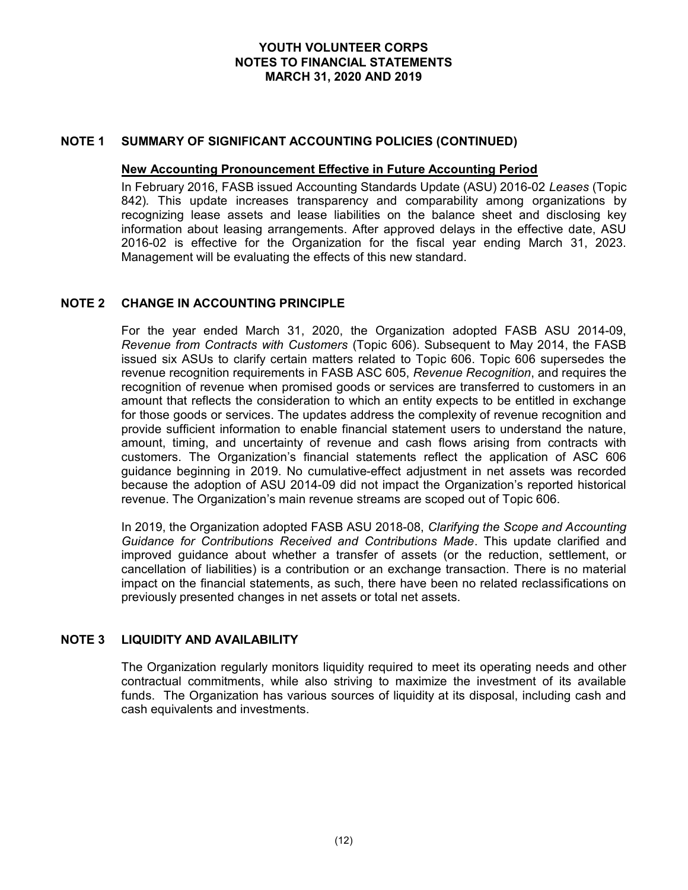## NOTE 1 SUMMARY OF SIGNIFICANT ACCOUNTING POLICIES (CONTINUED)

**New Accounting Pronouncement Effective in Future Accounting Period**

In February 2016, FASB issued Accounting Standards Update (ASU) 2016-02 *Leases* (Topic 842). This update increases transparency and comparability among organizations by recognizing lease assets and lease liabilities on the balance sheet and disclosing key information about leasing arrangements. After approved delays in the effective date, ASU 2016-02 is effective for the Organization for the fiscal year ending March 31, 2023. Management will be evaluating the effects of this new standard.

## NOTE 2 CHANGE IN ACCOUNTING PRINCIPLE

For the year ended March 31, 2020, the Organization adopted FASB ASU 2014-09, *Revenue from Contracts with Customers* (Topic 606). Subsequent to May 2014, the FASB issued six ASUs to clarify certain matters related to Topic 606. Topic 606 supersedes the revenue recognition requirements in FASB ASC 605, *Revenue Recognition*, and requires the recognition of revenue when promised goods or services are transferred to customers in an amount that reflects the consideration to which an entity expects to be entitled in exchange for those goods or services. The updates address the complexity of revenue recognition and provide sufficient information to enable financial statement users to understand the nature, amount, timing, and uncertainty of revenue and cash flows arising from contracts with customers. The Organization's financial statements reflect the application of ASC 606 guidance beginning in 2019. No cumulative-effect adjustment in net assets was recorded because the adoption of ASU 2014-09 did not impact the Organization's reported historical revenue. The Organization's main revenue streams are scoped out of Topic 606.

In 2019, the Organization adopted FASB ASU 2018-08, *Clarifying the Scope and Accounting Guidance for Contributions Received and Contributions Made*. This update clarified and improved guidance about whether a transfer of assets (or the reduction, settlement, or cancellation of liabilities) is a contribution or an exchange transaction. There is no material impact on the financial statements, as such, there have been no related reclassifications on previously presented changes in net assets or total net assets.

## NOTE 3 LIQUIDITY AND AVAILABILITY

The Organization regularly monitors liquidity required to meet its operating needs and other contractual commitments, while also striving to maximize the investment of its available funds. The Organization has various sources of liquidity at its disposal, including cash and cash equivalents and investments.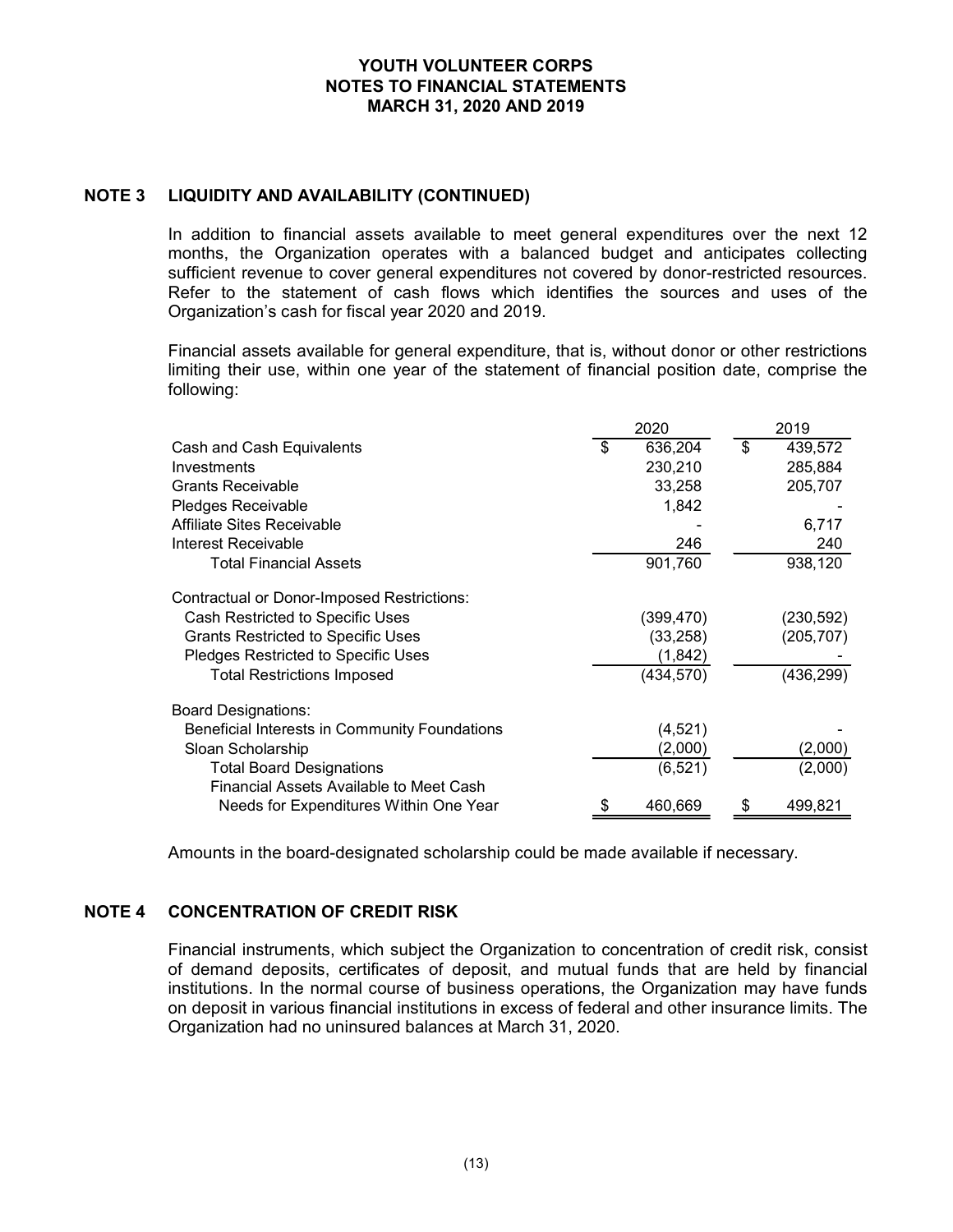## NOTE 3 LIQUIDITY AND AVAILABILITY (CONTINUED)

In addition to financial assets available to meet general expenditures over the next 12 months, the Organization operates with a balanced budget and anticipates collecting sufficient revenue to cover general expenditures not covered by donor-restricted resources. Refer to the statement of cash flows which identifies the sources and uses of the Organization's cash for fiscal year 2020 and 2019.

Financial assets available for general expenditure, that is, without donor or other restrictions limiting their use, within one year of the statement of financial position date, comprise the following:

| | 2020 | 2019 |
|---|---|---|
| Cash and Cash Equivalents | $ 636,204 | $ 439,572 |
| Investments | 230,210 | 285,884 |
| Grants Receivable | 33,258 | 205,707 |
| Pledges Receivable | 1,842 | - |
| Affiliate Sites Receivable | - | 6,717 |
| Interest Receivable | 246 | 240 |
| Total Financial Assets | 901,760 | 938,120 |
| Contractual or Donor-Imposed Restrictions: | | |
| Cash Restricted to Specific Uses | (399,470) | (230,592) |
| Grants Restricted to Specific Uses | (33,258) | (205,707) |
| Pledges Restricted to Specific Uses | (1,842) | - |
| Total Restrictions Imposed | (434,570) | (436,299) |
| Board Designations: | | |
| Beneficial Interests in Community Foundations | (4,521) | - |
| Sloan Scholarship | (2,000) | (2,000) |
| Total Board Designations | (6,521) | (2,000) |
| Financial Assets Available to Meet Cash Needs for Expenditures Within One Year | $ 460,669 | $ 499,821 |

Amounts in the board-designated scholarship could be made available if necessary.

## NOTE 4 CONCENTRATION OF CREDIT RISK

Financial instruments, which subject the Organization to concentration of credit risk, consist of demand deposits, certificates of deposit, and mutual funds that are held by financial institutions. In the normal course of business operations, the Organization may have funds on deposit in various financial institutions in excess of federal and other insurance limits. The Organization had no uninsured balances at March 31, 2020.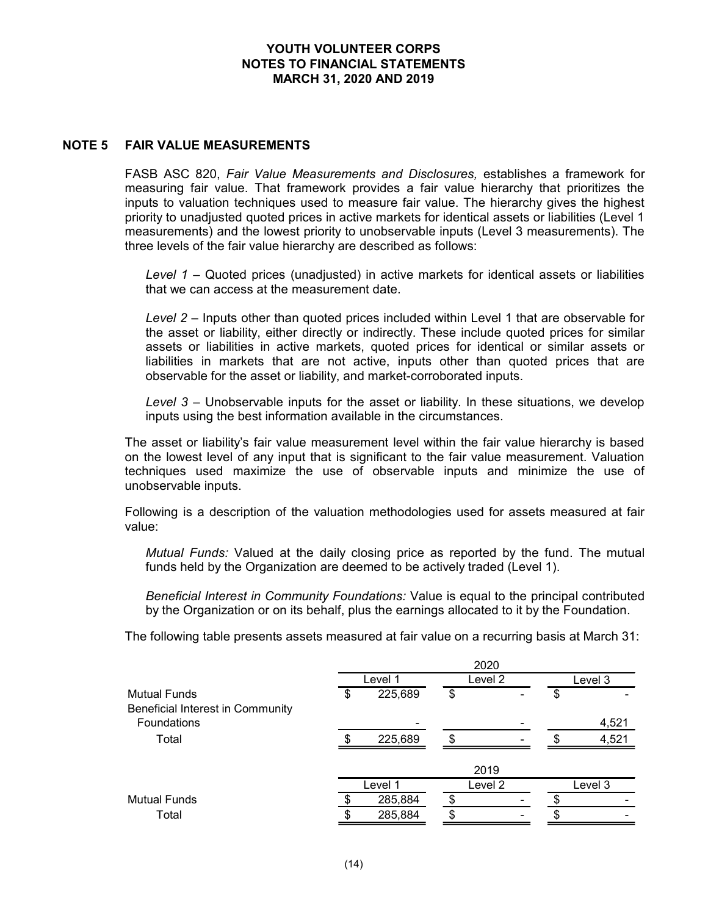# YOUTH VOLUNTEER CORPS
# NOTES TO FINANCIAL STATEMENTS
# MARCH 31, 2020 AND 2019

## NOTE 5 FAIR VALUE MEASUREMENTS

FASB ASC 820, *Fair Value Measurements and Disclosures,* establishes a framework for measuring fair value. That framework provides a fair value hierarchy that prioritizes the inputs to valuation techniques used to measure fair value. The hierarchy gives the highest priority to unadjusted quoted prices in active markets for identical assets or liabilities (Level 1 measurements) and the lowest priority to unobservable inputs (Level 3 measurements). The three levels of the fair value hierarchy are described as follows:

*Level 1* – Quoted prices (unadjusted) in active markets for identical assets or liabilities that we can access at the measurement date.

*Level 2* – Inputs other than quoted prices included within Level 1 that are observable for the asset or liability, either directly or indirectly. These include quoted prices for similar assets or liabilities in active markets, quoted prices for identical or similar assets or liabilities in markets that are not active, inputs other than quoted prices that are observable for the asset or liability, and market-corroborated inputs.

*Level 3* – Unobservable inputs for the asset or liability. In these situations, we develop inputs using the best information available in the circumstances.

The asset or liability's fair value measurement level within the fair value hierarchy is based on the lowest level of any input that is significant to the fair value measurement. Valuation techniques used maximize the use of observable inputs and minimize the use of unobservable inputs.

Following is a description of the valuation methodologies used for assets measured at fair value:

*Mutual Funds:* Valued at the daily closing price as reported by the fund. The mutual funds held by the Organization are deemed to be actively traded (Level 1).

*Beneficial Interest in Community Foundations:* Value is equal to the principal contributed by the Organization or on its behalf, plus the earnings allocated to it by the Foundation.

The following table presents assets measured at fair value on a recurring basis at March 31:

| | 2020 | | |
|---|---|---|---|
| | Level 1 | Level 2 | Level 3 |
| Mutual Funds | $ 225,689 | $ - | $ - |
| Beneficial Interest in Community Foundations | - | - | 4,521 |
| Total | $ 225,689 | $ - | $ 4,521 |

| | 2019 | | |
|---|---|---|---|
| | Level 1 | Level 2 | Level 3 |
| Mutual Funds | $ 285,884 | $ - | $ - |
| Total | $ 285,884 | $ - | $ - |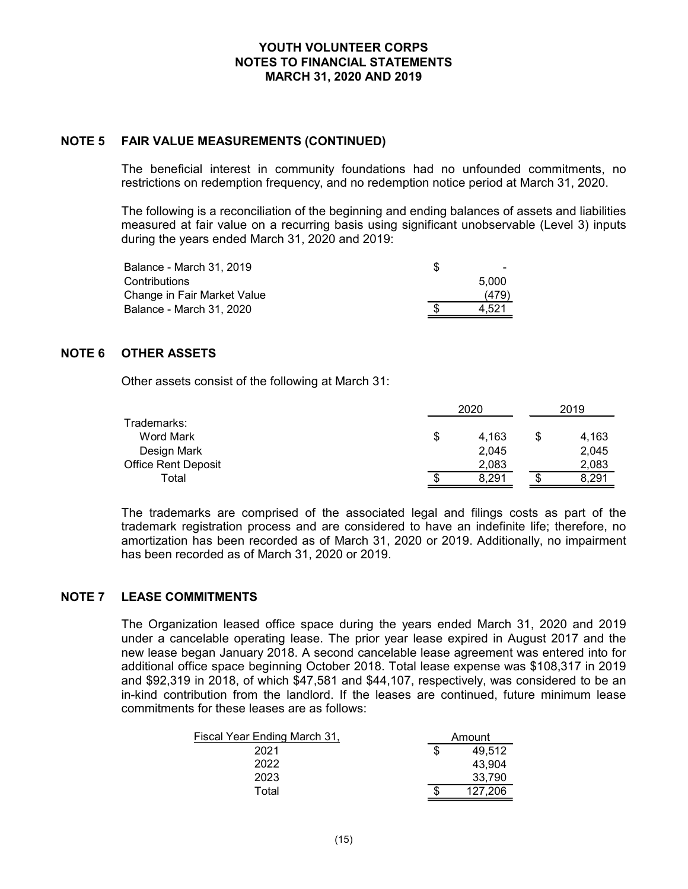## NOTE 5 FAIR VALUE MEASUREMENTS (CONTINUED)

The beneficial interest in community foundations had no unfounded commitments, no restrictions on redemption frequency, and no redemption notice period at March 31, 2020.

The following is a reconciliation of the beginning and ending balances of assets and liabilities measured at fair value on a recurring basis using significant unobservable (Level 3) inputs during the years ended March 31, 2020 and 2019:

| | |
|---|---|
| Balance - March 31, 2019 | $ - |
| Contributions | 5,000 |
| Change in Fair Market Value | (479) |
| Balance - March 31, 2020 | $ 4,521 |

## NOTE 6 OTHER ASSETS

Other assets consist of the following at March 31:

| | 2020 | 2019 |
|---|---|---|
| Trademarks: | | |
| Word Mark | $ 4,163 | $ 4,163 |
| Design Mark | 2,045 | 2,045 |
| Office Rent Deposit | 2,083 | 2,083 |
| Total | $ 8,291 | $ 8,291 |

The trademarks are comprised of the associated legal and filings costs as part of the trademark registration process and are considered to have an indefinite life; therefore, no amortization has been recorded as of March 31, 2020 or 2019. Additionally, no impairment has been recorded as of March 31, 2020 or 2019.

## NOTE 7 LEASE COMMITMENTS

The Organization leased office space during the years ended March 31, 2020 and 2019 under a cancelable operating lease. The prior year lease expired in August 2017 and the new lease began January 2018. A second cancelable lease agreement was entered into for additional office space beginning October 2018. Total lease expense was $108,317 in 2019 and $92,319 in 2018, of which $47,581 and $44,107, respectively, was considered to be an in-kind contribution from the landlord. If the leases are continued, future minimum lease commitments for these leases are as follows:

| Fiscal Year Ending March 31, | Amount |
|---|---|
| 2021 | $ 49,512 |
| 2022 | 43,904 |
| 2023 | 33,790 |
| Total | $ 127,206 |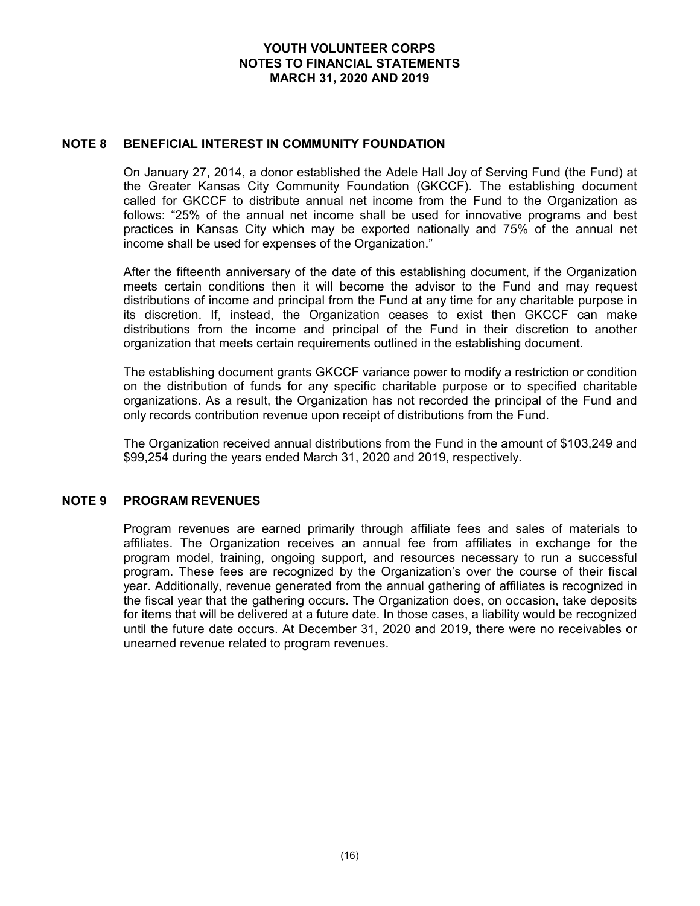## NOTE 8 BENEFICIAL INTEREST IN COMMUNITY FOUNDATION

On January 27, 2014, a donor established the Adele Hall Joy of Serving Fund (the Fund) at the Greater Kansas City Community Foundation (GKCCF). The establishing document called for GKCCF to distribute annual net income from the Fund to the Organization as follows: "25% of the annual net income shall be used for innovative programs and best practices in Kansas City which may be exported nationally and 75% of the annual net income shall be used for expenses of the Organization."

After the fifteenth anniversary of the date of this establishing document, if the Organization meets certain conditions then it will become the advisor to the Fund and may request distributions of income and principal from the Fund at any time for any charitable purpose in its discretion. If, instead, the Organization ceases to exist then GKCCF can make distributions from the income and principal of the Fund in their discretion to another organization that meets certain requirements outlined in the establishing document.

The establishing document grants GKCCF variance power to modify a restriction or condition on the distribution of funds for any specific charitable purpose or to specified charitable organizations. As a result, the Organization has not recorded the principal of the Fund and only records contribution revenue upon receipt of distributions from the Fund.

The Organization received annual distributions from the Fund in the amount of $103,249 and $99,254 during the years ended March 31, 2020 and 2019, respectively.

## NOTE 9 PROGRAM REVENUES

Program revenues are earned primarily through affiliate fees and sales of materials to affiliates. The Organization receives an annual fee from affiliates in exchange for the program model, training, ongoing support, and resources necessary to run a successful program. These fees are recognized by the Organization's over the course of their fiscal year. Additionally, revenue generated from the annual gathering of affiliates is recognized in the fiscal year that the gathering occurs. The Organization does, on occasion, take deposits for items that will be delivered at a future date. In those cases, a liability would be recognized until the future date occurs. At December 31, 2020 and 2019, there were no receivables or unearned revenue related to program revenues.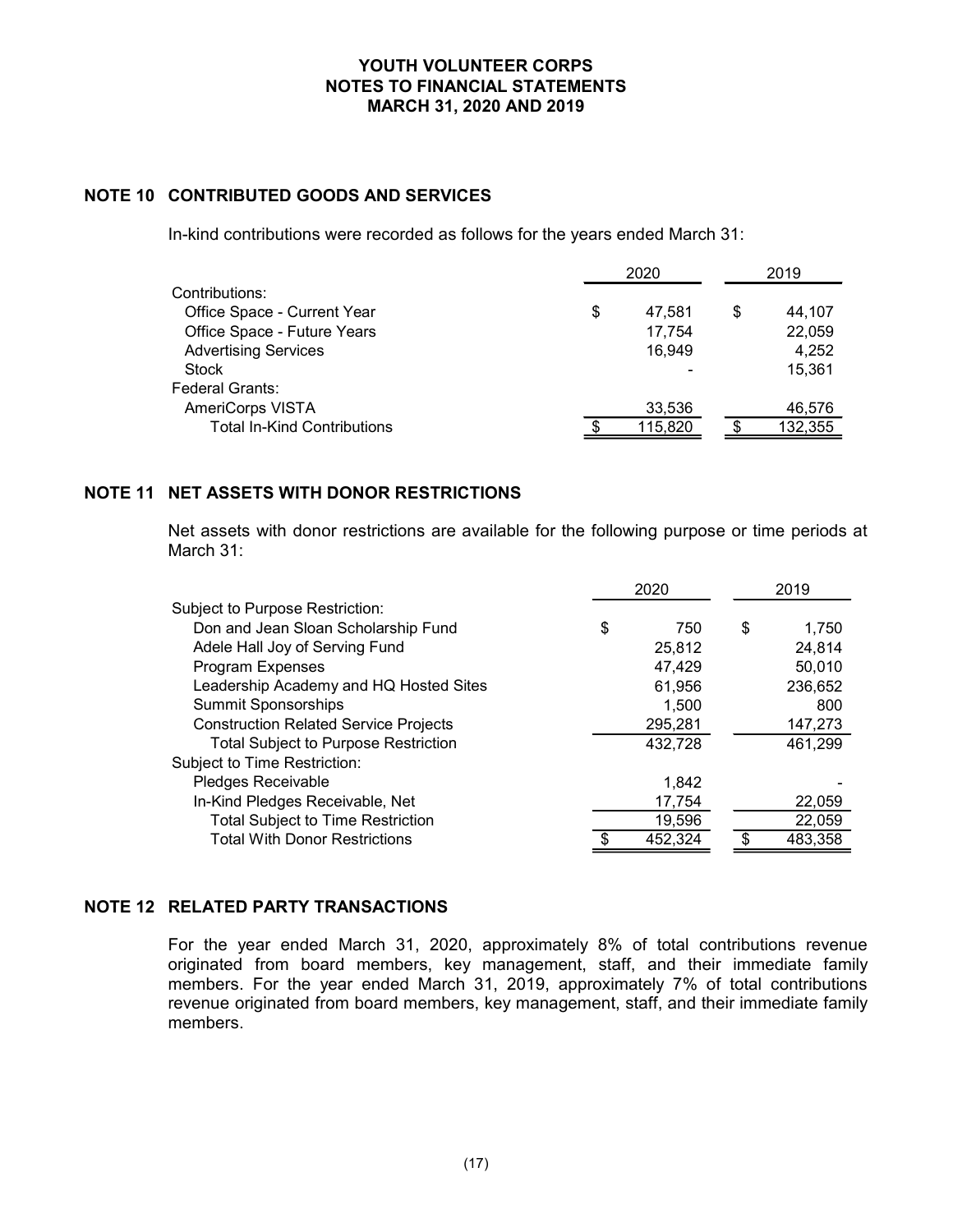## NOTE 10 CONTRIBUTED GOODS AND SERVICES

In-kind contributions were recorded as follows for the years ended March 31:

| | 2020 | 2019 |
|---|---|---|
| Contributions: | | |
| Office Space - Current Year | $ 47,581 | $ 44,107 |
| Office Space - Future Years | 17,754 | 22,059 |
| Advertising Services | 16,949 | 4,252 |
| Stock | - | 15,361 |
| Federal Grants: | | |
| AmeriCorps VISTA | 33,536 | 46,576 |
| Total In-Kind Contributions | $ 115,820 | $ 132,355 |

## NOTE 11 NET ASSETS WITH DONOR RESTRICTIONS

Net assets with donor restrictions are available for the following purpose or time periods at March 31:

| | 2020 | 2019 |
|---|---|---|
| Subject to Purpose Restriction: | | |
| Don and Jean Sloan Scholarship Fund | $ 750 | $ 1,750 |
| Adele Hall Joy of Serving Fund | 25,812 | 24,814 |
| Program Expenses | 47,429 | 50,010 |
| Leadership Academy and HQ Hosted Sites | 61,956 | 236,652 |
| Summit Sponsorships | 1,500 | 800 |
| Construction Related Service Projects | 295,281 | 147,273 |
| Total Subject to Purpose Restriction | 432,728 | 461,299 |
| Subject to Time Restriction: | | |
| Pledges Receivable | 1,842 | - |
| In-Kind Pledges Receivable, Net | 17,754 | 22,059 |
| Total Subject to Time Restriction | 19,596 | 22,059 |
| Total With Donor Restrictions | $ 452,324 | $ 483,358 |

## NOTE 12 RELATED PARTY TRANSACTIONS

For the year ended March 31, 2020, approximately 8% of total contributions revenue originated from board members, key management, staff, and their immediate family members. For the year ended March 31, 2019, approximately 7% of total contributions revenue originated from board members, key management, staff, and their immediate family members.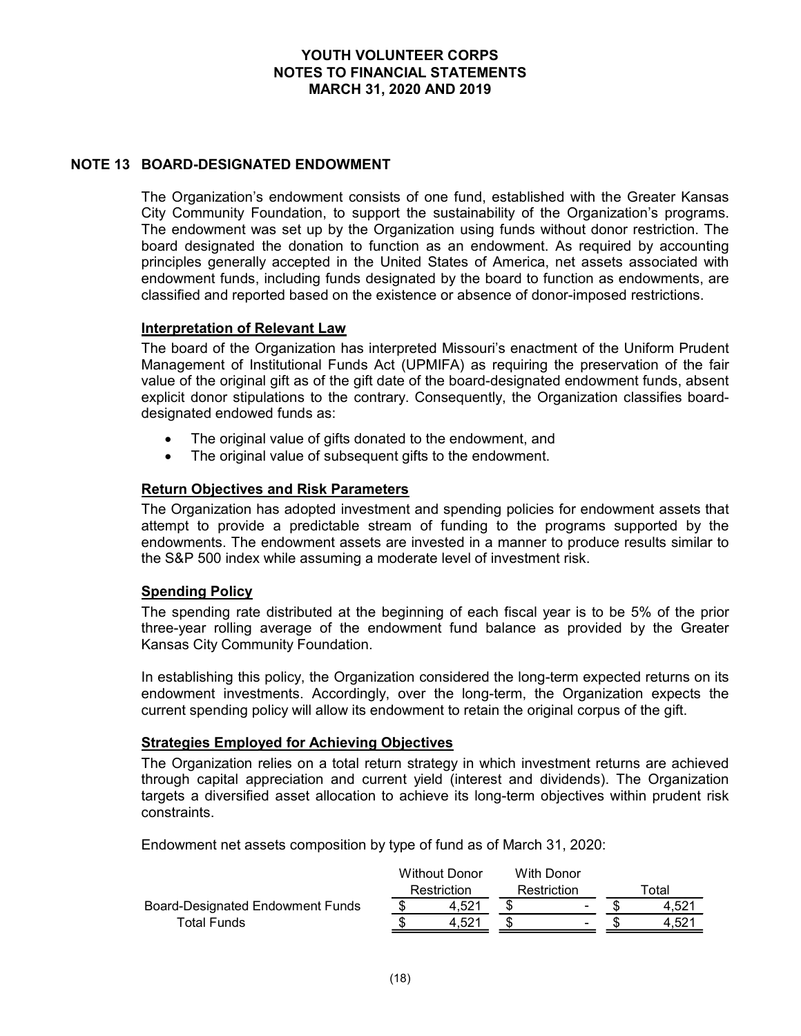## NOTE 13 BOARD-DESIGNATED ENDOWMENT

The Organization's endowment consists of one fund, established with the Greater Kansas City Community Foundation, to support the sustainability of the Organization's programs. The endowment was set up by the Organization using funds without donor restriction. The board designated the donation to function as an endowment. As required by accounting principles generally accepted in the United States of America, net assets associated with endowment funds, including funds designated by the board to function as endowments, are classified and reported based on the existence or absence of donor-imposed restrictions.

### Interpretation of Relevant Law

The board of the Organization has interpreted Missouri's enactment of the Uniform Prudent Management of Institutional Funds Act (UPMIFA) as requiring the preservation of the fair value of the original gift as of the gift date of the board-designated endowment funds, absent explicit donor stipulations to the contrary. Consequently, the Organization classifies board-designated endowed funds as:

- The original value of gifts donated to the endowment, and
- The original value of subsequent gifts to the endowment.

### Return Objectives and Risk Parameters

The Organization has adopted investment and spending policies for endowment assets that attempt to provide a predictable stream of funding to the programs supported by the endowments. The endowment assets are invested in a manner to produce results similar to the S&P 500 index while assuming a moderate level of investment risk.

### Spending Policy

The spending rate distributed at the beginning of each fiscal year is to be 5% of the prior three-year rolling average of the endowment fund balance as provided by the Greater Kansas City Community Foundation.

In establishing this policy, the Organization considered the long-term expected returns on its endowment investments. Accordingly, over the long-term, the Organization expects the current spending policy will allow its endowment to retain the original corpus of the gift.

### Strategies Employed for Achieving Objectives

The Organization relies on a total return strategy in which investment returns are achieved through capital appreciation and current yield (interest and dividends). The Organization targets a diversified asset allocation to achieve its long-term objectives within prudent risk constraints.

Endowment net assets composition by type of fund as of March 31, 2020:

| | Without Donor Restriction | With Donor Restriction | Total |
|---|---|---|---|
| Board-Designated Endowment Funds | $ 4,521 | $ - | $ 4,521 |
| Total Funds | $ 4,521 | $ - | $ 4,521 |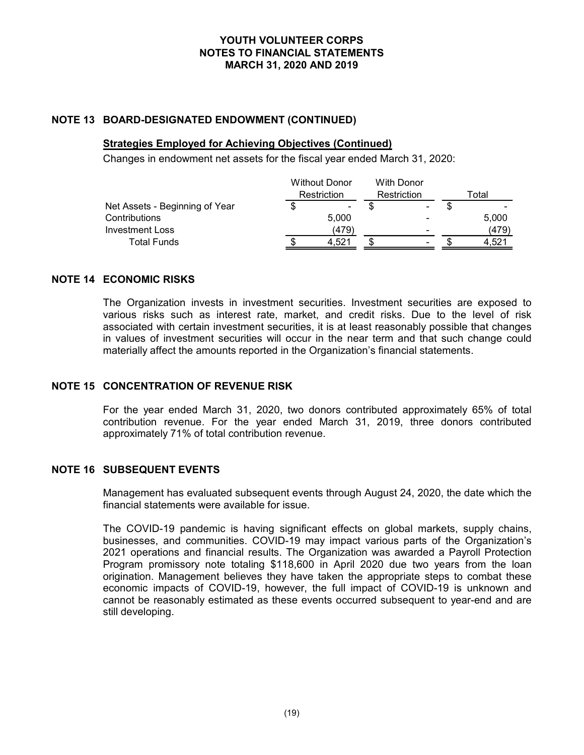## NOTE 13 BOARD-DESIGNATED ENDOWMENT (CONTINUED)

### Strategies Employed for Achieving Objectives (Continued)

Changes in endowment net assets for the fiscal year ended March 31, 2020:

| | Without Donor Restriction | With Donor Restriction | Total |
|---|---|---|---|
| Net Assets - Beginning of Year | $ - | $ - | $ - |
| Contributions | 5,000 | - | 5,000 |
| Investment Loss | (479) | - | (479) |
| Total Funds | $ 4,521 | $ - | $ 4,521 |

## NOTE 14 ECONOMIC RISKS

The Organization invests in investment securities. Investment securities are exposed to various risks such as interest rate, market, and credit risks. Due to the level of risk associated with certain investment securities, it is at least reasonably possible that changes in values of investment securities will occur in the near term and that such change could materially affect the amounts reported in the Organization's financial statements.

## NOTE 15 CONCENTRATION OF REVENUE RISK

For the year ended March 31, 2020, two donors contributed approximately 65% of total contribution revenue. For the year ended March 31, 2019, three donors contributed approximately 71% of total contribution revenue.

## NOTE 16 SUBSEQUENT EVENTS

Management has evaluated subsequent events through August 24, 2020, the date which the financial statements were available for issue.

The COVID-19 pandemic is having significant effects on global markets, supply chains, businesses, and communities. COVID-19 may impact various parts of the Organization's 2021 operations and financial results. The Organization was awarded a Payroll Protection Program promissory note totaling $118,600 in April 2020 due two years from the loan origination. Management believes they have taken the appropriate steps to combat these economic impacts of COVID-19, however, the full impact of COVID-19 is unknown and cannot be reasonably estimated as these events occurred subsequent to year-end and are still developing.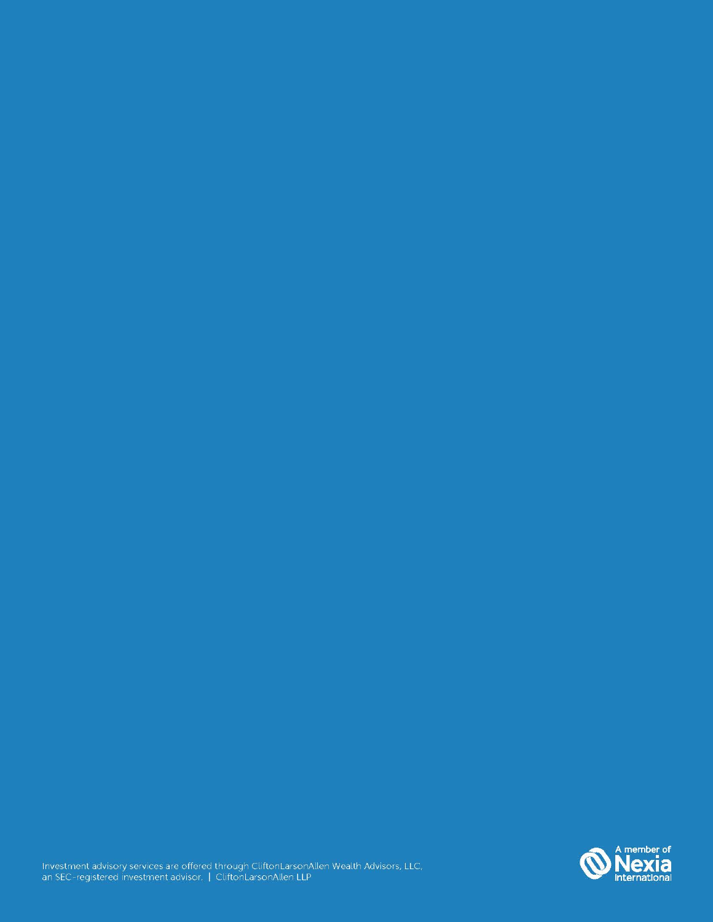Investment advisory services are offered through CliftonLarsonAllen Wealth Advisors, LLC, an SEC-registered investment advisor. | CliftonLarsonAllen LLP

A member of Nexia International